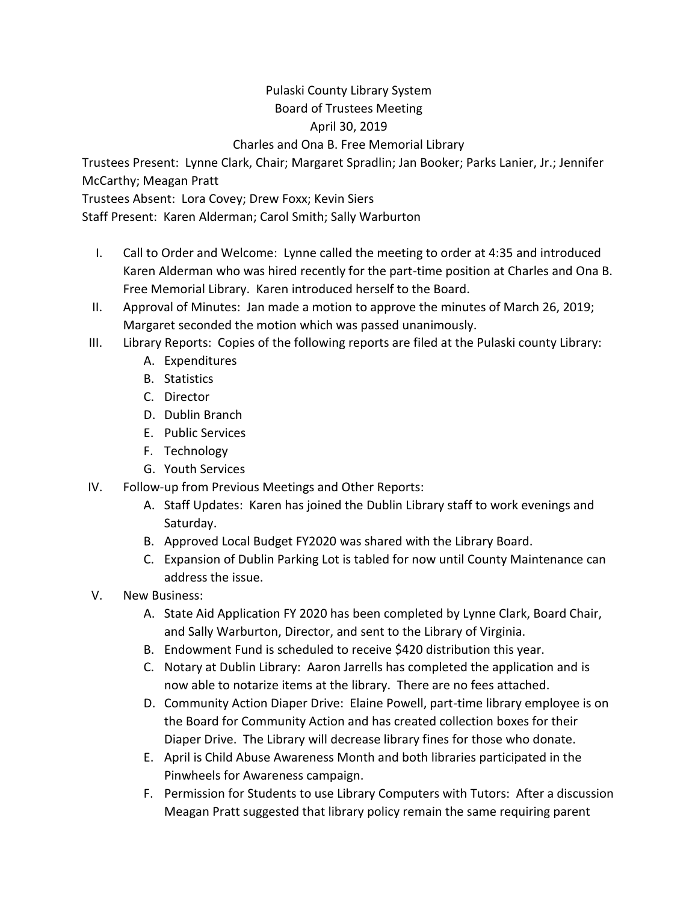Pulaski County Library System

Board of Trustees Meeting

April 30, 2019

Charles and Ona B. Free Memorial Library

Trustees Present: Lynne Clark, Chair; Margaret Spradlin; Jan Booker; Parks Lanier, Jr.; Jennifer McCarthy; Meagan Pratt

Trustees Absent: Lora Covey; Drew Foxx; Kevin Siers

Staff Present: Karen Alderman; Carol Smith; Sally Warburton

I. Call to Order and Welcome: Lynne called the meeting to order at 4:35 and introduced Karen Alderman who was hired recently for the part-time position at Charles and Ona B. Free Memorial Library. Karen introduced herself to the Board.

II. Approval of Minutes: Jan made a motion to approve the minutes of March 26, 2019; Margaret seconded the motion which was passed unanimously.

III. Library Reports: Copies of the following reports are filed at the Pulaski county Library:
   - A. Expenditures
   - B. Statistics
   - C. Director
   - D. Dublin Branch
   - E. Public Services
   - F. Technology
   - G. Youth Services

IV. Follow-up from Previous Meetings and Other Reports:
   - A. Staff Updates: Karen has joined the Dublin Library staff to work evenings and Saturday.
   - B. Approved Local Budget FY2020 was shared with the Library Board.
   - C. Expansion of Dublin Parking Lot is tabled for now until County Maintenance can address the issue.

V. New Business:
   - A. State Aid Application FY 2020 has been completed by Lynne Clark, Board Chair, and Sally Warburton, Director, and sent to the Library of Virginia.
   - B. Endowment Fund is scheduled to receive $420 distribution this year.
   - C. Notary at Dublin Library: Aaron Jarrells has completed the application and is now able to notarize items at the library. There are no fees attached.
   - D. Community Action Diaper Drive: Elaine Powell, part-time library employee is on the Board for Community Action and has created collection boxes for their Diaper Drive. The Library will decrease library fines for those who donate.
   - E. April is Child Abuse Awareness Month and both libraries participated in the Pinwheels for Awareness campaign.
   - F. Permission for Students to use Library Computers with Tutors: After a discussion Meagan Pratt suggested that library policy remain the same requiring parent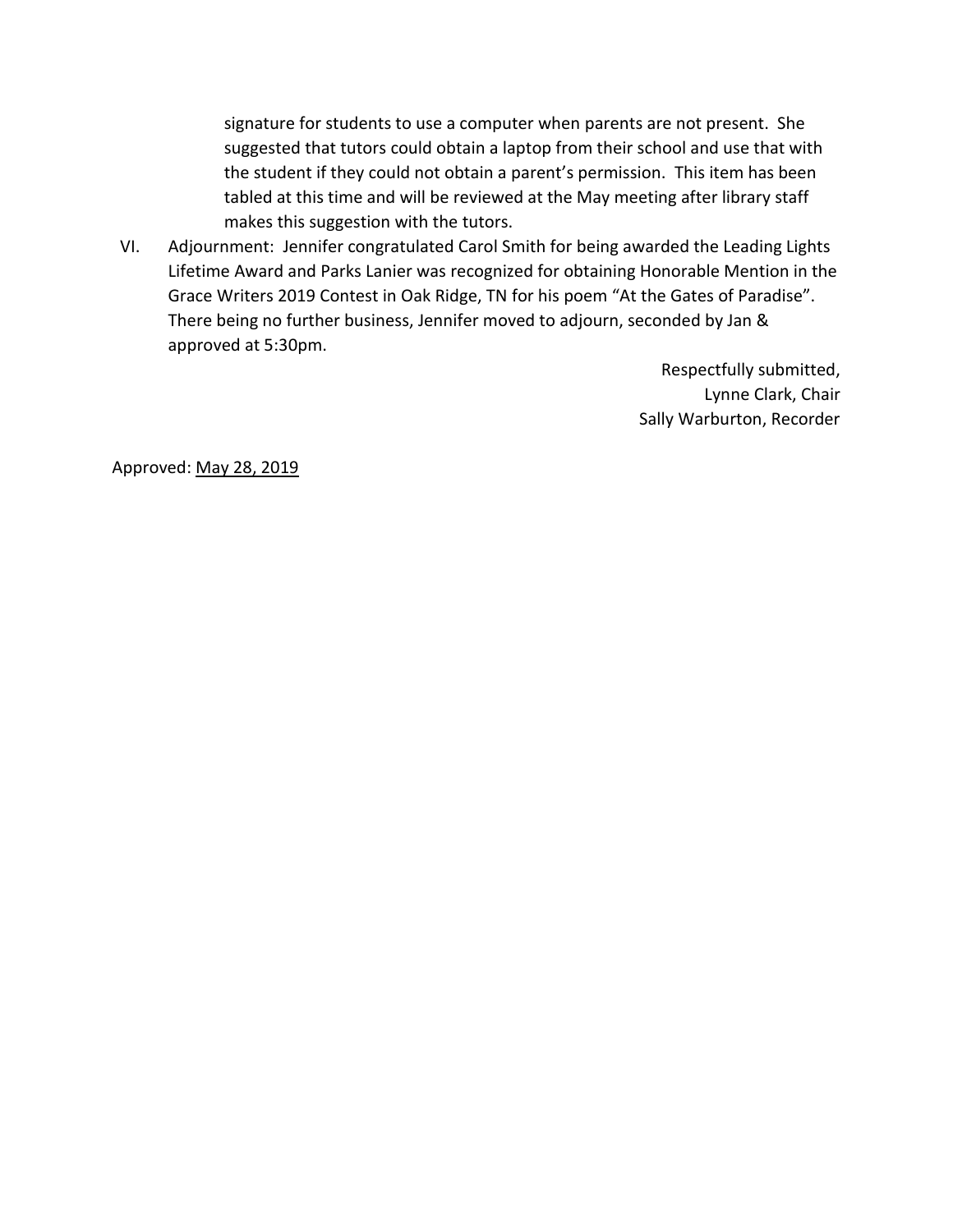signature for students to use a computer when parents are not present. She suggested that tutors could obtain a laptop from their school and use that with the student if they could not obtain a parent's permission. This item has been tabled at this time and will be reviewed at the May meeting after library staff makes this suggestion with the tutors.

VI. Adjournment: Jennifer congratulated Carol Smith for being awarded the Leading Lights Lifetime Award and Parks Lanier was recognized for obtaining Honorable Mention in the Grace Writers 2019 Contest in Oak Ridge, TN for his poem "At the Gates of Paradise". There being no further business, Jennifer moved to adjourn, seconded by Jan & approved at 5:30pm.

Respectfully submitted,
Lynne Clark, Chair
Sally Warburton, Recorder

Approved: May 28, 2019